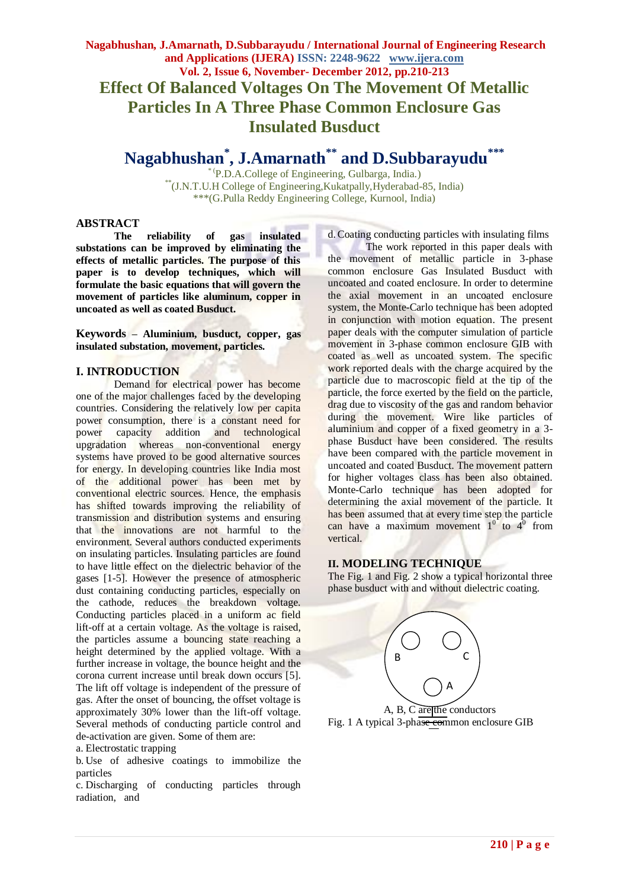# Effect Of Balanced Voltages On The Movement Of Metallic Particles In A Three Phase Common Enclosure Gas Insulated Busduct

## Nagabhushan*, J.Amarnath** and D.Subbarayudu***

*(P.D.A.College of Engineering, Gulbarga, India.)
**(J.N.T.U.H College of Engineering,Kukatpally,Hyderabad-85, India)
***(G.Pulla Reddy Engineering College, Kurnool, India)

## ABSTRACT

**The reliability of gas insulated substations can be improved by eliminating the effects of metallic particles. The purpose of this paper is to develop techniques, which will formulate the basic equations that will govern the movement of particles like aluminum, copper in uncoated as well as coated Busduct.**

**Keywords – Aluminium, busduct, copper, gas insulated substation, movement, particles.**

## I. INTRODUCTION

Demand for electrical power has become one of the major challenges faced by the developing countries. Considering the relatively low per capita power consumption, there is a constant need for power capacity addition and technological upgradation whereas non-conventional energy systems have proved to be good alternative sources for energy. In developing countries like India most of the additional power has been met by conventional electric sources. Hence, the emphasis has shifted towards improving the reliability of transmission and distribution systems and ensuring that the innovations are not harmful to the environment. Several authors conducted experiments on insulating particles. Insulating particles are found to have little effect on the dielectric behavior of the gases [1-5]. However the presence of atmospheric dust containing conducting particles, especially on the cathode, reduces the breakdown voltage. Conducting particles placed in a uniform ac field lift-off at a certain voltage. As the voltage is raised, the particles assume a bouncing state reaching a height determined by the applied voltage. With a further increase in voltage, the bounce height and the corona current increase until break down occurs [5]. The lift off voltage is independent of the pressure of gas. After the onset of bouncing, the offset voltage is approximately 30% lower than the lift-off voltage. Several methods of conducting particle control and de-activation are given. Some of them are:

a. Electrostatic trapping

b. Use of adhesive coatings to immobilize the particles

c. Discharging of conducting particles through radiation, and

d. Coating conducting particles with insulating films

The work reported in this paper deals with the movement of metallic particle in 3-phase common enclosure Gas Insulated Busduct with uncoated and coated enclosure. In order to determine the axial movement in an uncoated enclosure system, the Monte-Carlo technique has been adopted in conjunction with motion equation. The present paper deals with the computer simulation of particle movement in 3-phase common enclosure GIB with coated as well as uncoated system. The specific work reported deals with the charge acquired by the particle due to macroscopic field at the tip of the particle, the force exerted by the field on the particle, drag due to viscosity of the gas and random behavior during the movement. Wire like particles of aluminium and copper of a fixed geometry in a 3-phase Busduct have been considered. The results have been compared with the particle movement in uncoated and coated Busduct. The movement pattern for higher voltages class has been also obtained. Monte-Carlo technique has been adopted for determining the axial movement of the particle. It has been assumed that at every time step the particle can have a maximum movement $1^0$ to $4^0$ from vertical.

## II. MODELING TECHNIQUE

The Fig. 1 and Fig. 2 show a typical horizontal three phase busduct with and without dielectric coating.

B C A

A, B, C are the conductors

Fig. 1 A typical 3-phase common enclosure GIB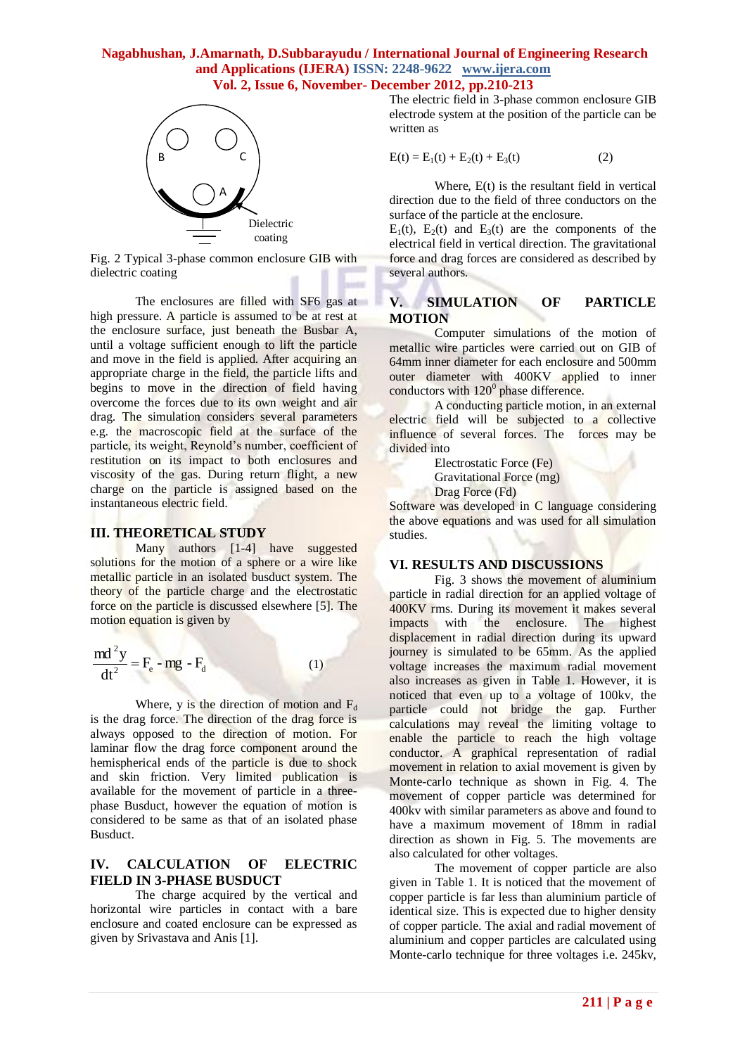Fig. 2 Typical 3-phase common enclosure GIB with dielectric coating

The enclosures are filled with SF6 gas at high pressure. A particle is assumed to be at rest at the enclosure surface, just beneath the Busbar A, until a voltage sufficient enough to lift the particle and move in the field is applied. After acquiring an appropriate charge in the field, the particle lifts and begins to move in the direction of field having overcome the forces due to its own weight and air drag. The simulation considers several parameters e.g. the macroscopic field at the surface of the particle, its weight, Reynold's number, coefficient of restitution on its impact to both enclosures and viscosity of the gas. During return flight, a new charge on the particle is assigned based on the instantaneous electric field.

## III. THEORETICAL STUDY

Many authors [1-4] have suggested solutions for the motion of a sphere or a wire like metallic particle in an isolated busduct system. The theory of the particle charge and the electrostatic force on the particle is discussed elsewhere [5]. The motion equation is given by

$$\frac{md^2y}{dt^2} = F_e - mg - F_d \qquad (1)$$

Where, y is the direction of motion and $F_d$ is the drag force. The direction of the drag force is always opposed to the direction of motion. For laminar flow the drag force component around the hemispherical ends of the particle is due to shock and skin friction. Very limited publication is available for the movement of particle in a three-phase Busduct, however the equation of motion is considered to be same as that of an isolated phase Busduct.

## IV. CALCULATION OF ELECTRIC FIELD IN 3-PHASE BUSDUCT

The charge acquired by the vertical and horizontal wire particles in contact with a bare enclosure and coated enclosure can be expressed as given by Srivastava and Anis [1].

The electric field in 3-phase common enclosure GIB electrode system at the position of the particle can be written as

$$E(t) = E_1(t) + E_2(t) + E_3(t) \qquad (2)$$

Where, E(t) is the resultant field in vertical direction due to the field of three conductors on the surface of the particle at the enclosure.

$E_1(t)$, $E_2(t)$ and $E_3(t)$ are the components of the electrical field in vertical direction. The gravitational force and drag forces are considered as described by several authors.

## V. SIMULATION OF PARTICLE MOTION

Computer simulations of the motion of metallic wire particles were carried out on GIB of 64mm inner diameter for each enclosure and 500mm outer diameter with 400KV applied to inner conductors with $120^0$ phase difference.

A conducting particle motion, in an external electric field will be subjected to a collective influence of several forces. The forces may be divided into

Electrostatic Force (Fe)
Gravitational Force (mg)
Drag Force (Fd)

Software was developed in C language considering the above equations and was used for all simulation studies.

## VI. RESULTS AND DISCUSSIONS

Fig. 3 shows the movement of aluminium particle in radial direction for an applied voltage of 400KV rms. During its movement it makes several impacts with the enclosure. The highest displacement in radial direction during its upward journey is simulated to be 65mm. As the applied voltage increases the maximum radial movement also increases as given in Table 1. However, it is noticed that even up to a voltage of 100kv, the particle could not bridge the gap. Further calculations may reveal the limiting voltage to enable the particle to reach the high voltage conductor. A graphical representation of radial movement in relation to axial movement is given by Monte-carlo technique as shown in Fig. 4. The movement of copper particle was determined for 400kv with similar parameters as above and found to have a maximum movement of 18mm in radial direction as shown in Fig. 5. The movements are also calculated for other voltages.

The movement of copper particle are also given in Table 1. It is noticed that the movement of copper particle is far less than aluminium particle of identical size. This is expected due to higher density of copper particle. The axial and radial movement of aluminium and copper particles are calculated using Monte-carlo technique for three voltages i.e. 245kv,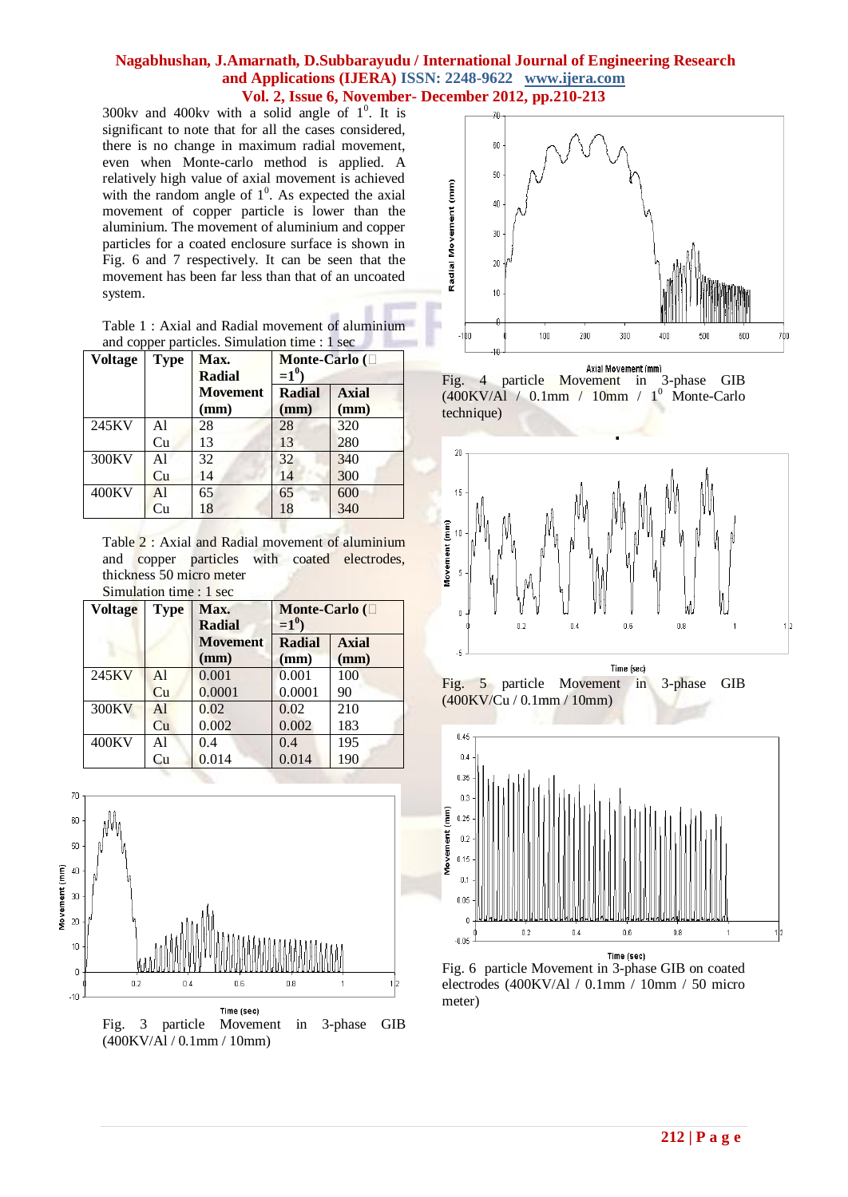300kv and 400kv with a solid angle of $1^0$. It is significant to note that for all the cases considered, there is no change in maximum radial movement, even when Monte-carlo method is applied. A relatively high value of axial movement is achieved with the random angle of $1^0$. As expected the axial movement of copper particle is lower than the aluminium. The movement of aluminium and copper particles for a coated enclosure surface is shown in Fig. 6 and 7 respectively. It can be seen that the movement has been far less than that of an uncoated system.

Table 1 : Axial and Radial movement of aluminium and copper particles. Simulation time : 1 sec

| Voltage | Type | Max. Radial Movement (mm) | Monte-Carlo ($=1^0$) | |
|---|---|---|---|---|
| | | | Radial (mm) | Axial (mm) |
| 245KV | Al | 28 | 28 | 320 |
| | Cu | 13 | 13 | 280 |
| 300KV | Al | 32 | 32 | 340 |
| | Cu | 14 | 14 | 300 |
| 400KV | Al | 65 | 65 | 600 |
| | Cu | 18 | 18 | 340 |

Table 2 : Axial and Radial movement of aluminium and copper particles with coated electrodes, thickness 50 micro meter
Simulation time : 1 sec

| Voltage | Type | Max. Radial Movement (mm) | Monte-Carlo ($=1^0$) | |
|---|---|---|---|---|
| | | | Radial (mm) | Axial (mm) |
| 245KV | Al | 0.001 | 0.001 | 100 |
| | Cu | 0.0001 | 0.0001 | 90 |
| 300KV | Al | 0.02 | 0.02 | 210 |
| | Cu | 0.002 | 0.002 | 183 |
| 400KV | Al | 0.4 | 0.4 | 195 |
| | Cu | 0.014 | 0.014 | 190 |

Fig. 3 particle Movement in 3-phase GIB (400KV/Al / 0.1mm / 10mm)

Fig. 4 particle Movement in 3-phase GIB (400KV/Al / 0.1mm / 10mm / $1^0$ Monte-Carlo technique)

Fig. 5 particle Movement in 3-phase GIB (400KV/Cu / 0.1mm / 10mm)

Fig. 6 particle Movement in 3-phase GIB on coated electrodes (400KV/Al / 0.1mm / 10mm / 50 micro meter)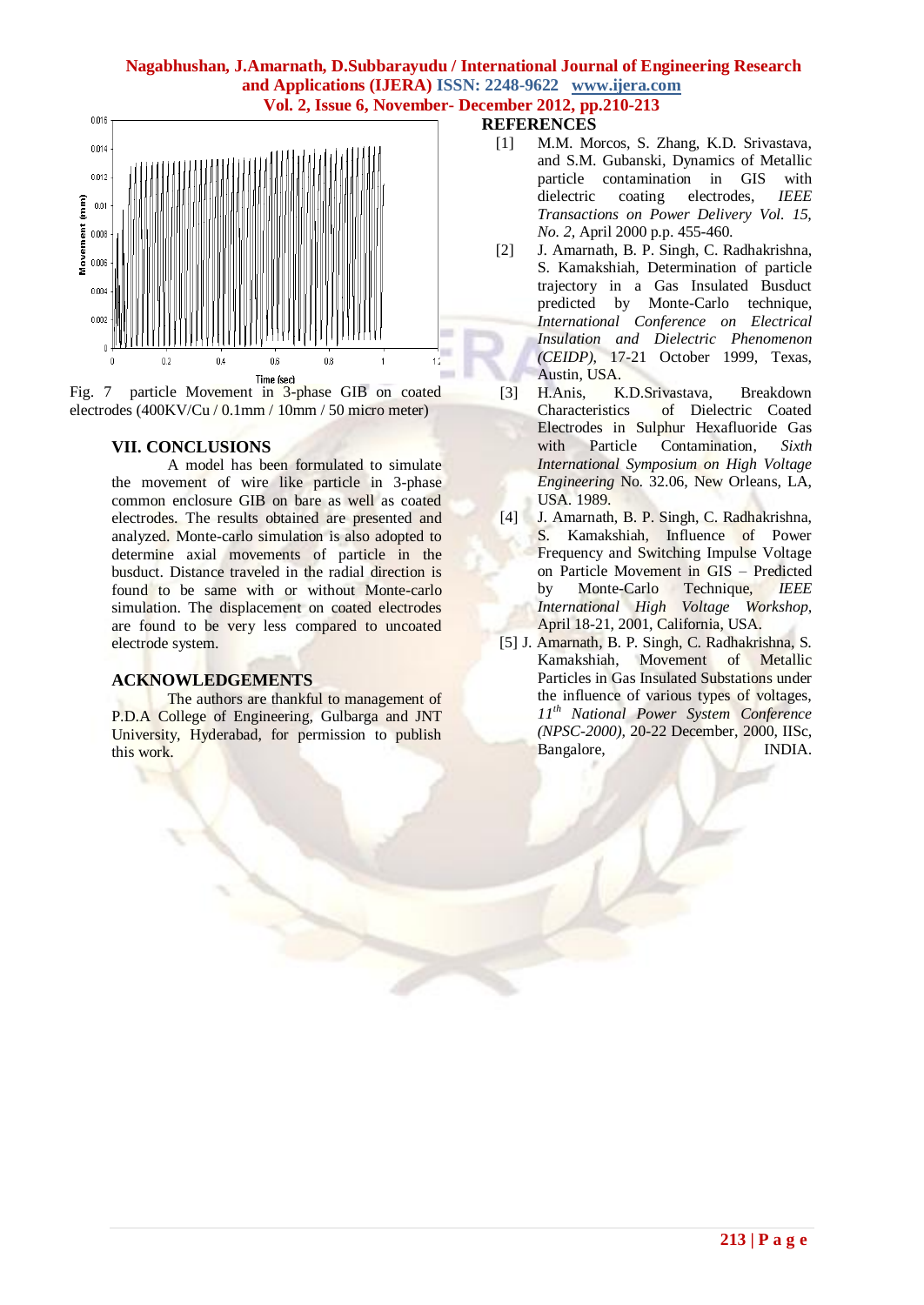0.016

0.014

0.012

0.01

0.008

0.006

0.004

0.002

0

Movement (mm)

0 0.2 0.4 0.6 0.8 1 1.2

Time (sec)

Fig. 7 particle Movement in 3-phase GIB on coated electrodes (400KV/Cu / 0.1mm / 10mm / 50 micro meter)

## VII. CONCLUSIONS

A model has been formulated to simulate the movement of wire like particle in 3-phase common enclosure GIB on bare as well as coated electrodes. The results obtained are presented and analyzed. Monte-carlo simulation is also adopted to determine axial movements of particle in the busduct. Distance traveled in the radial direction is found to be same with or without Monte-carlo simulation. The displacement on coated electrodes are found to be very less compared to uncoated electrode system.

## ACKNOWLEDGEMENTS

The authors are thankful to management of P.D.A College of Engineering, Gulbarga and JNT University, Hyderabad, for permission to publish this work.

## REFERENCES

[1] M.M. Morcos, S. Zhang, K.D. Srivastava, and S.M. Gubanski, Dynamics of Metallic particle contamination in GIS with dielectric coating electrodes, *IEEE Transactions on Power Delivery Vol. 15, No. 2*, April 2000 p.p. 455-460.

[2] J. Amarnath, B. P. Singh, C. Radhakrishna, S. Kamakshiah, Determination of particle trajectory in a Gas Insulated Busduct predicted by Monte-Carlo technique, *International Conference on Electrical Insulation and Dielectric Phenomenon (CEIDP)*, 17-21 October 1999, Texas, Austin, USA.

[3] H.Anis, K.D.Srivastava, Breakdown Characteristics of Dielectric Coated Electrodes in Sulphur Hexafluoride Gas with Particle Contamination, *Sixth International Symposium on High Voltage Engineering* No. 32.06, New Orleans, LA, USA. 1989.

[4] J. Amarnath, B. P. Singh, C. Radhakrishna, S. Kamakshiah, Influence of Power Frequency and Switching Impulse Voltage on Particle Movement in GIS – Predicted by Monte-Carlo Technique, *IEEE International High Voltage Workshop*, April 18-21, 2001, California, USA.

[5] J. Amarnath, B. P. Singh, C. Radhakrishna, S. Kamakshiah, Movement of Metallic Particles in Gas Insulated Substations under the influence of various types of voltages, *11th National Power System Conference (NPSC-2000)*, 20-22 December, 2000, IISc, Bangalore, INDIA.